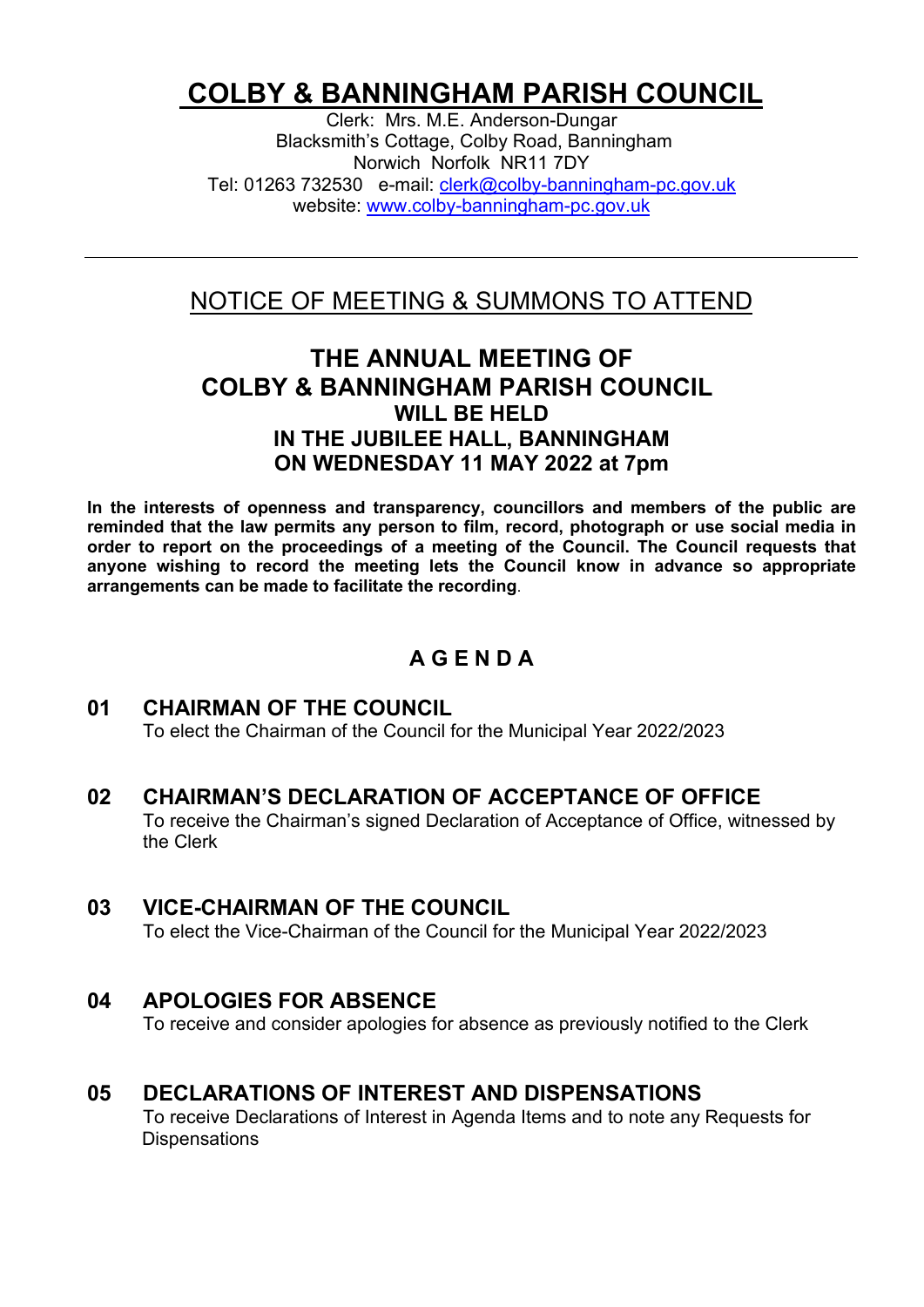# COLBY & BANNINGHAM PARISH COUNCIL

Clerk: Mrs. M.E. Anderson-Dungar
Blacksmith's Cottage, Colby Road, Banningham
Norwich Norfolk NR11 7DY
Tel: 01263 732530 e-mail: clerk@colby-banningham-pc.gov.uk
website: www.colby-banningham-pc.gov.uk

---

## NOTICE OF MEETING & SUMMONS TO ATTEND

## THE ANNUAL MEETING OF COLBY & BANNINGHAM PARISH COUNCIL WILL BE HELD IN THE JUBILEE HALL, BANNINGHAM ON WEDNESDAY 11 MAY 2022 at 7pm

**In the interests of openness and transparency, councillors and members of the public are reminded that the law permits any person to film, record, photograph or use social media in order to report on the proceedings of a meeting of the Council. The Council requests that anyone wishing to record the meeting lets the Council know in advance so appropriate arrangements can be made to facilitate the recording**.

## A G E N D A

### 01 CHAIRMAN OF THE COUNCIL
To elect the Chairman of the Council for the Municipal Year 2022/2023

### 02 CHAIRMAN'S DECLARATION OF ACCEPTANCE OF OFFICE
To receive the Chairman's signed Declaration of Acceptance of Office, witnessed by the Clerk

### 03 VICE-CHAIRMAN OF THE COUNCIL
To elect the Vice-Chairman of the Council for the Municipal Year 2022/2023

### 04 APOLOGIES FOR ABSENCE
To receive and consider apologies for absence as previously notified to the Clerk

### 05 DECLARATIONS OF INTEREST AND DISPENSATIONS
To receive Declarations of Interest in Agenda Items and to note any Requests for Dispensations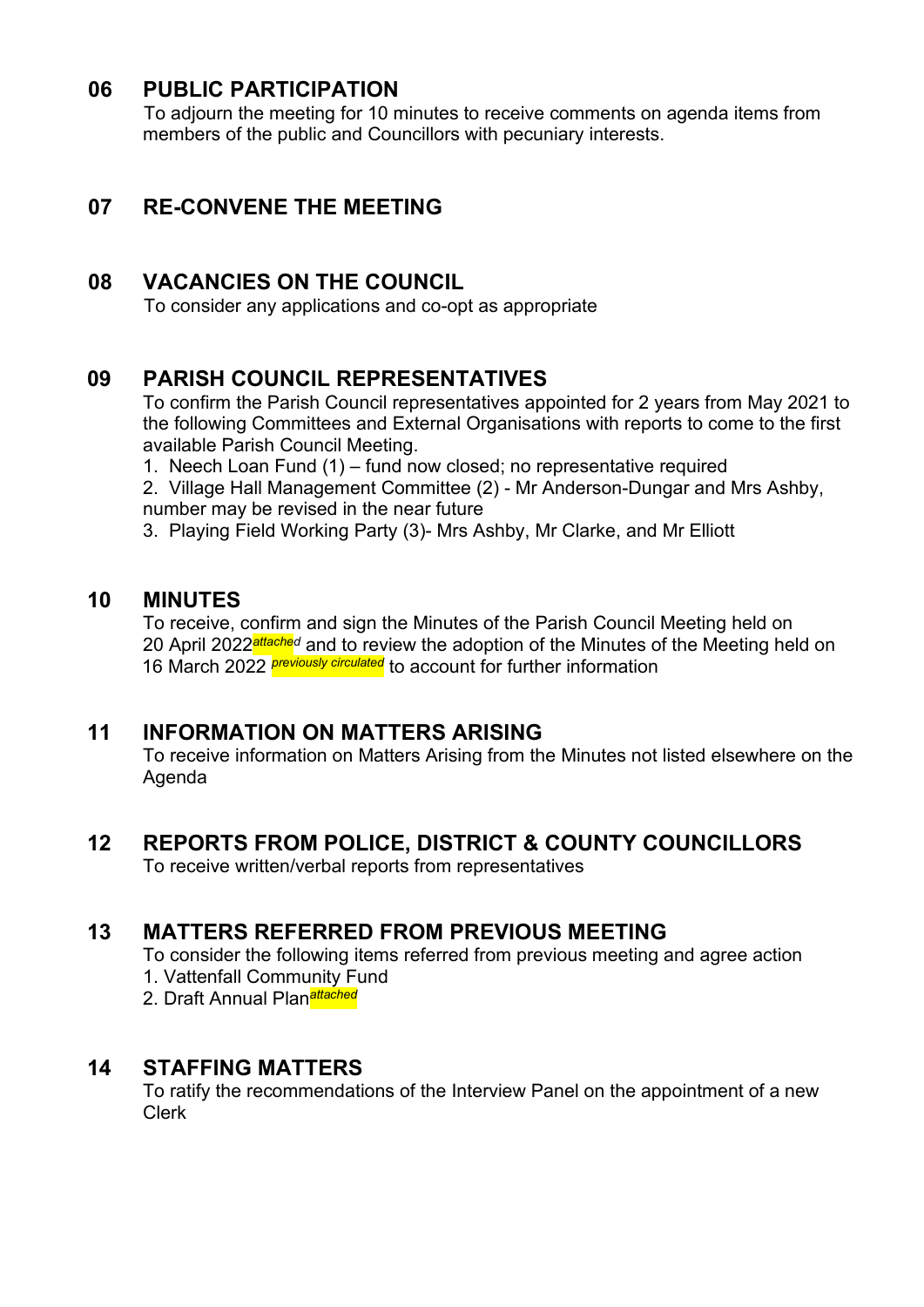## 06 PUBLIC PARTICIPATION

To adjourn the meeting for 10 minutes to receive comments on agenda items from members of the public and Councillors with pecuniary interests.

## 07 RE-CONVENE THE MEETING

## 08 VACANCIES ON THE COUNCIL

To consider any applications and co-opt as appropriate

## 09 PARISH COUNCIL REPRESENTATIVES

To confirm the Parish Council representatives appointed for 2 years from May 2021 to the following Committees and External Organisations with reports to come to the first available Parish Council Meeting.

1. Neech Loan Fund (1) – fund now closed; no representative required
2. Village Hall Management Committee (2) - Mr Anderson-Dungar and Mrs Ashby, number may be revised in the near future
3. Playing Field Working Party (3)- Mrs Ashby, Mr Clarke, and Mr Elliott

## 10 MINUTES

To receive, confirm and sign the Minutes of the Parish Council Meeting held on 20 April 2022 *attached* and to review the adoption of the Minutes of the Meeting held on 16 March 2022 *previously circulated* to account for further information

## 11 INFORMATION ON MATTERS ARISING

To receive information on Matters Arising from the Minutes not listed elsewhere on the Agenda

## 12 REPORTS FROM POLICE, DISTRICT & COUNTY COUNCILLORS

To receive written/verbal reports from representatives

## 13 MATTERS REFERRED FROM PREVIOUS MEETING

To consider the following items referred from previous meeting and agree action

1. Vattenfall Community Fund
2. Draft Annual Plan *attached*

## 14 STAFFING MATTERS

To ratify the recommendations of the Interview Panel on the appointment of a new Clerk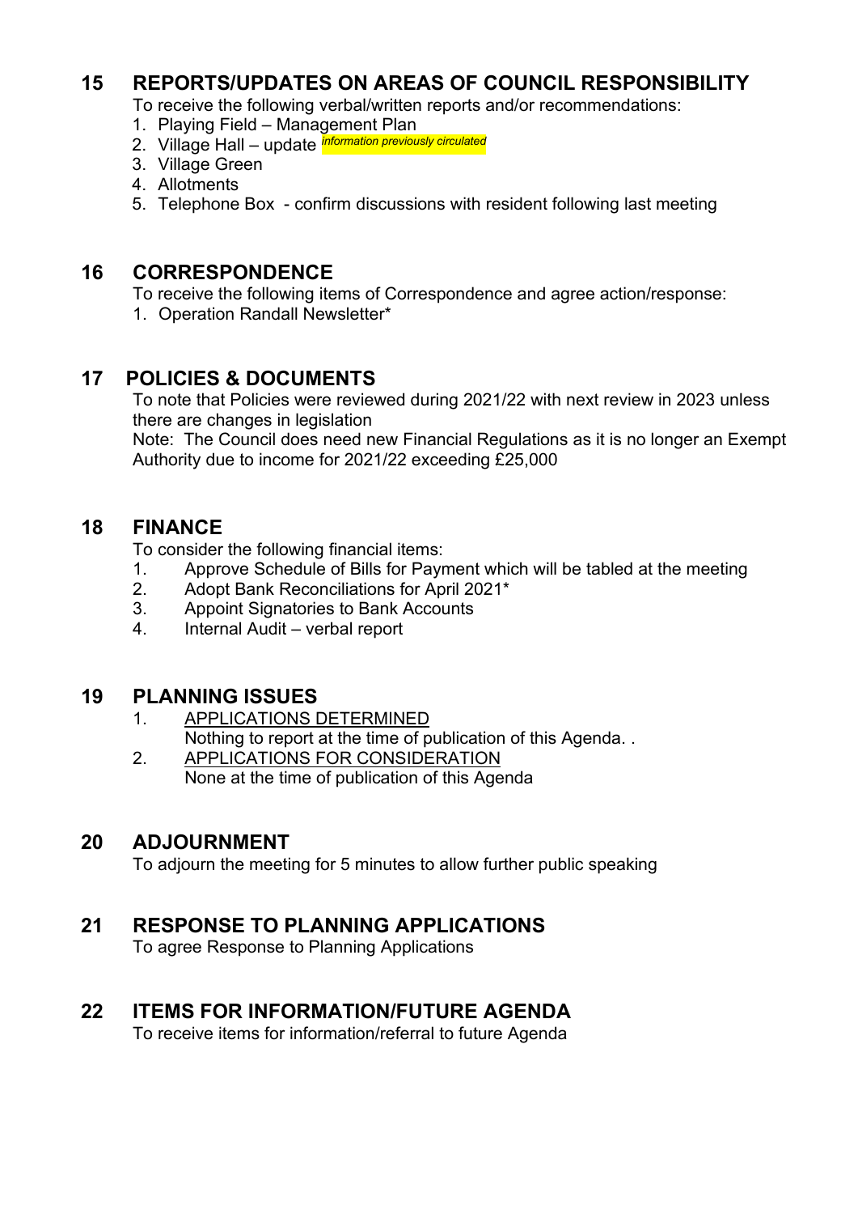## 15 REPORTS/UPDATES ON AREAS OF COUNCIL RESPONSIBILITY

To receive the following verbal/written reports and/or recommendations:

1. Playing Field – Management Plan
2. Village Hall – update *information previously circulated*
3. Village Green
4. Allotments
5. Telephone Box - confirm discussions with resident following last meeting

## 16 CORRESPONDENCE

To receive the following items of Correspondence and agree action/response:

1. Operation Randall Newsletter*

## 17 POLICIES & DOCUMENTS

To note that Policies were reviewed during 2021/22 with next review in 2023 unless there are changes in legislation

Note: The Council does need new Financial Regulations as it is no longer an Exempt Authority due to income for 2021/22 exceeding £25,000

## 18 FINANCE

To consider the following financial items:

1. Approve Schedule of Bills for Payment which will be tabled at the meeting
2. Adopt Bank Reconciliations for April 2021*
3. Appoint Signatories to Bank Accounts
4. Internal Audit – verbal report

## 19 PLANNING ISSUES

1. APPLICATIONS DETERMINED
   Nothing to report at the time of publication of this Agenda. .
2. APPLICATIONS FOR CONSIDERATION
   None at the time of publication of this Agenda

## 20 ADJOURNMENT

To adjourn the meeting for 5 minutes to allow further public speaking

## 21 RESPONSE TO PLANNING APPLICATIONS

To agree Response to Planning Applications

## 22 ITEMS FOR INFORMATION/FUTURE AGENDA

To receive items for information/referral to future Agenda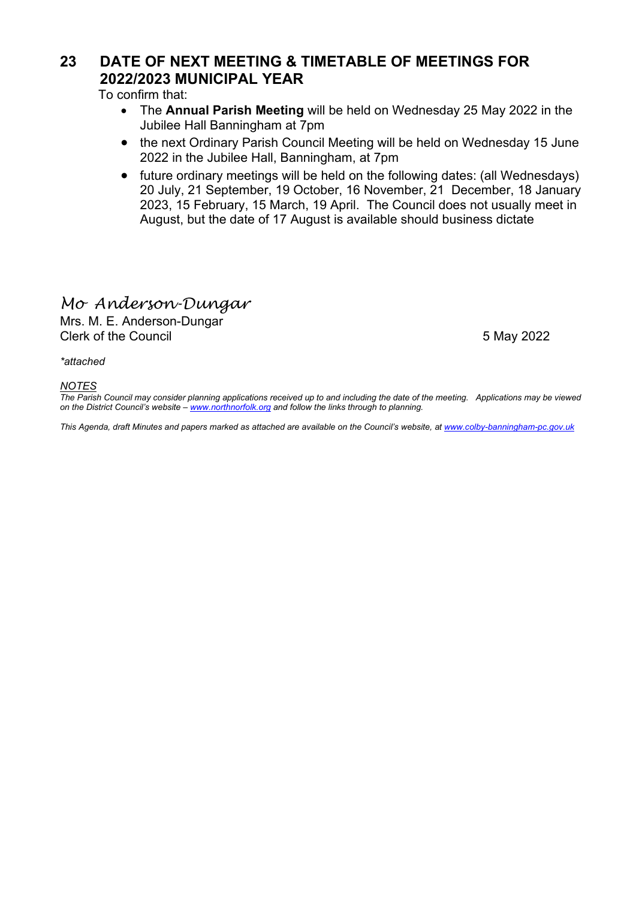## 23 DATE OF NEXT MEETING & TIMETABLE OF MEETINGS FOR 2022/2023 MUNICIPAL YEAR

To confirm that:

- The **Annual Parish Meeting** will be held on Wednesday 25 May 2022 in the Jubilee Hall Banningham at 7pm
- the next Ordinary Parish Council Meeting will be held on Wednesday 15 June 2022 in the Jubilee Hall, Banningham, at 7pm
- future ordinary meetings will be held on the following dates: (all Wednesdays) 20 July, 21 September, 19 October, 16 November, 21 December, 18 January 2023, 15 February, 15 March, 19 April. The Council does not usually meet in August, but the date of 17 August is available should business dictate

*Mo Anderson-Dungar*

Mrs. M. E. Anderson-Dungar
Clerk of the Council

5 May 2022

**attached*

NOTES

*The Parish Council may consider planning applications received up to and including the date of the meeting. Applications may be viewed on the District Council's website – www.northnorfolk.org and follow the links through to planning.*

*This Agenda, draft Minutes and papers marked as attached are available on the Council's website, at www.colby-banningham-pc.gov.uk*